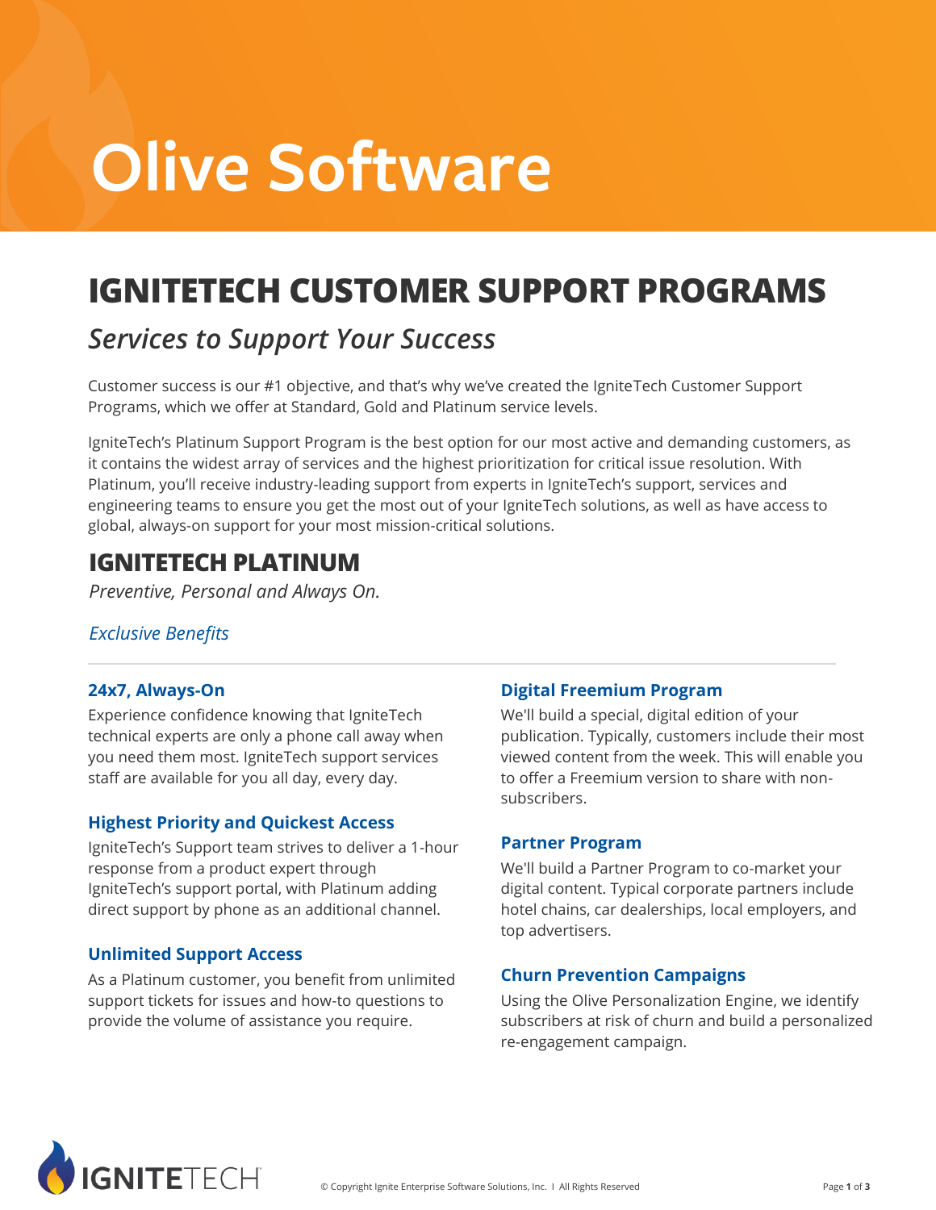# Olive Software

## IGNITETECH CUSTOMER SUPPORT PROGRAMS

### *Services to Support Your Success*

Customer success is our #1 objective, and that's why we've created the IgniteTech Customer Support Programs, which we offer at Standard, Gold and Platinum service levels.

IgniteTech's Platinum Support Program is the best option for our most active and demanding customers, as it contains the widest array of services and the highest prioritization for critical issue resolution. With Platinum, you'll receive industry-leading support from experts in IgniteTech's support, services and engineering teams to ensure you get the most out of your IgniteTech solutions, as well as have access to global, always-on support for your most mission-critical solutions.

## IGNITETECH PLATINUM

*Preventive, Personal and Always On.*

*Exclusive Benefits*

---

### 24x7, Always-On

Experience confidence knowing that IgniteTech technical experts are only a phone call away when you need them most. IgniteTech support services staff are available for you all day, every day.

### Highest Priority and Quickest Access

IgniteTech's Support team strives to deliver a 1-hour response from a product expert through IgniteTech's support portal, with Platinum adding direct support by phone as an additional channel.

### Unlimited Support Access

As a Platinum customer, you benefit from unlimited support tickets for issues and how-to questions to provide the volume of assistance you require.

### Digital Freemium Program

We'll build a special, digital edition of your publication. Typically, customers include their most viewed content from the week. This will enable you to offer a Freemium version to share with non-subscribers.

### Partner Program

We'll build a Partner Program to co-market your digital content. Typical corporate partners include hotel chains, car dealerships, local employers, and top advertisers.

### Churn Prevention Campaigns

Using the Olive Personalization Engine, we identify subscribers at risk of churn and build a personalized re-engagement campaign.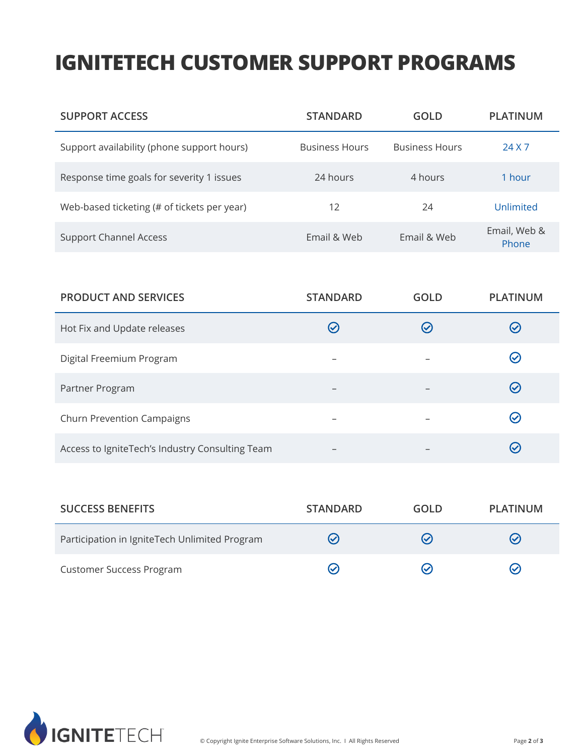# IGNITETECH CUSTOMER SUPPORT PROGRAMS

| SUPPORT ACCESS | STANDARD | GOLD | PLATINUM |
|---|---|---|---|
| Support availability (phone support hours) | Business Hours | Business Hours | 24 X 7 |
| Response time goals for severity 1 issues | 24 hours | 4 hours | 1 hour |
| Web-based ticketing (# of tickets per year) | 12 | 24 | Unlimited |
| Support Channel Access | Email & Web | Email & Web | Email, Web & Phone |

| PRODUCT AND SERVICES | STANDARD | GOLD | PLATINUM |
|---|---|---|---|
| Hot Fix and Update releases | ✓ | ✓ | ✓ |
| Digital Freemium Program | – | – | ✓ |
| Partner Program | – | – | ✓ |
| Churn Prevention Campaigns | – | – | ✓ |
| Access to IgniteTech's Industry Consulting Team | – | – | ✓ |

| SUCCESS BENEFITS | STANDARD | GOLD | PLATINUM |
|---|---|---|---|
| Participation in IgniteTech Unlimited Program | ✓ | ✓ | ✓ |
| Customer Success Program | ✓ | ✓ | ✓ |

© Copyright Ignite Enterprise Software Solutions, Inc. | All Rights Reserved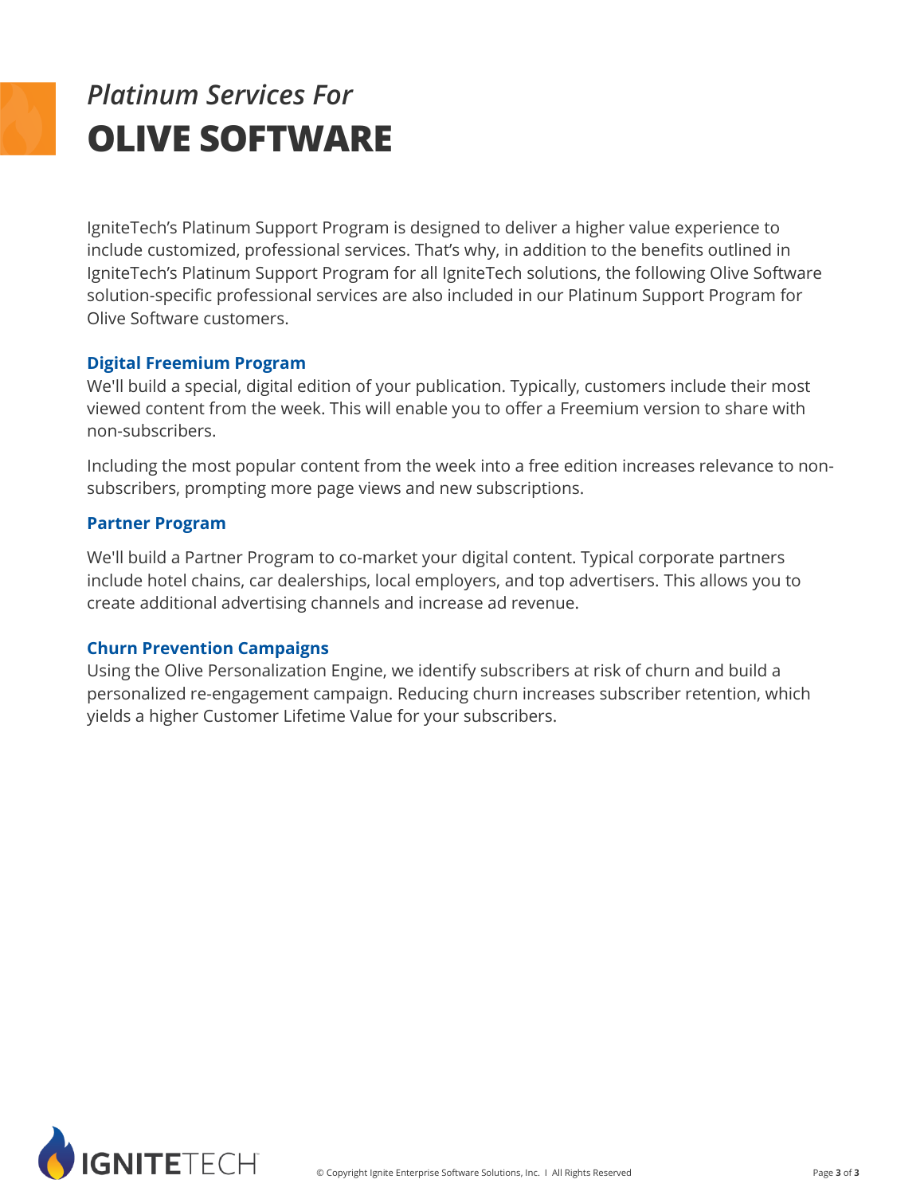# *Platinum Services For*
# OLIVE SOFTWARE

IgniteTech's Platinum Support Program is designed to deliver a higher value experience to include customized, professional services. That's why, in addition to the benefits outlined in IgniteTech's Platinum Support Program for all IgniteTech solutions, the following Olive Software solution-specific professional services are also included in our Platinum Support Program for Olive Software customers.

### Digital Freemium Program

We'll build a special, digital edition of your publication. Typically, customers include their most viewed content from the week. This will enable you to offer a Freemium version to share with non-subscribers.

Including the most popular content from the week into a free edition increases relevance to non-subscribers, prompting more page views and new subscriptions.

### Partner Program

We'll build a Partner Program to co-market your digital content. Typical corporate partners include hotel chains, car dealerships, local employers, and top advertisers. This allows you to create additional advertising channels and increase ad revenue.

### Churn Prevention Campaigns

Using the Olive Personalization Engine, we identify subscribers at risk of churn and build a personalized re-engagement campaign. Reducing churn increases subscriber retention, which yields a higher Customer Lifetime Value for your subscribers.

© Copyright Ignite Enterprise Software Solutions, Inc. | All Rights Reserved